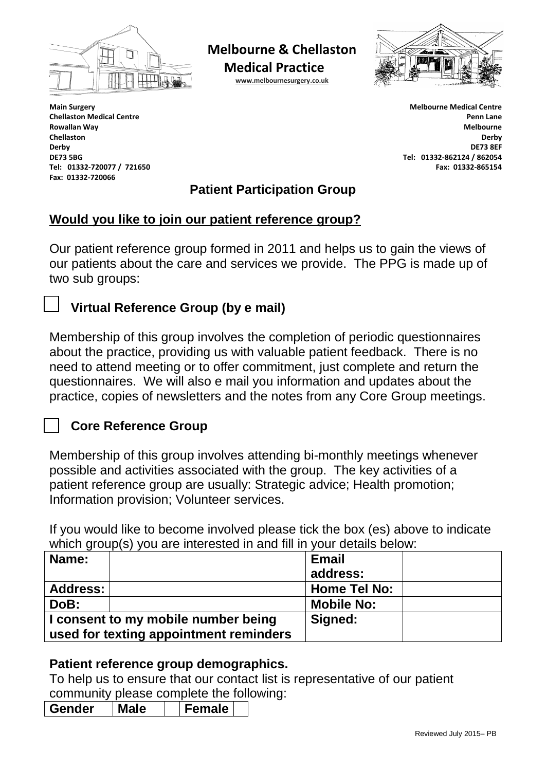# Melbourne & Chellaston Medical Practice

www.melbournesurgery.co.uk

**Main Surgery**
**Chellaston Medical Centre**
**Rowallan Way**
**Chellaston**
**Derby**
**DE73 5BG**
**Tel: 01332-720077 / 721650**
**Fax: 01332-720066**

**Melbourne Medical Centre**
**Penn Lane**
**Melbourne**
**Derby**
**DE73 8EF**
**Tel: 01332-862124 / 862054**
**Fax: 01332-865154**

## Patient Participation Group

### Would you like to join our patient reference group?

Our patient reference group formed in 2011 and helps us to gain the views of our patients about the care and services we provide. The PPG is made up of two sub groups:

☐ **Virtual Reference Group (by e mail)**

Membership of this group involves the completion of periodic questionnaires about the practice, providing us with valuable patient feedback. There is no need to attend meeting or to offer commitment, just complete and return the questionnaires. We will also e mail you information and updates about the practice, copies of newsletters and the notes from any Core Group meetings.

☐ **Core Reference Group**

Membership of this group involves attending bi-monthly meetings whenever possible and activities associated with the group. The key activities of a patient reference group are usually: Strategic advice; Health promotion; Information provision; Volunteer services.

If you would like to become involved please tick the box (es) above to indicate which group(s) you are interested in and fill in your details below:

| **Name:** | | **Email address:** | |
|---|---|---|---|
| **Address:** | | **Home Tel No:** | |
| **DoB:** | | **Mobile No:** | |
| **I consent to my mobile number being used for texting appointment reminders** | | **Signed:** | |

**Patient reference group demographics.**

To help us to ensure that our contact list is representative of our patient community please complete the following:

| **Gender** | **Male** | | **Female** | |
|---|---|---|---|---|

Reviewed July 2015– PB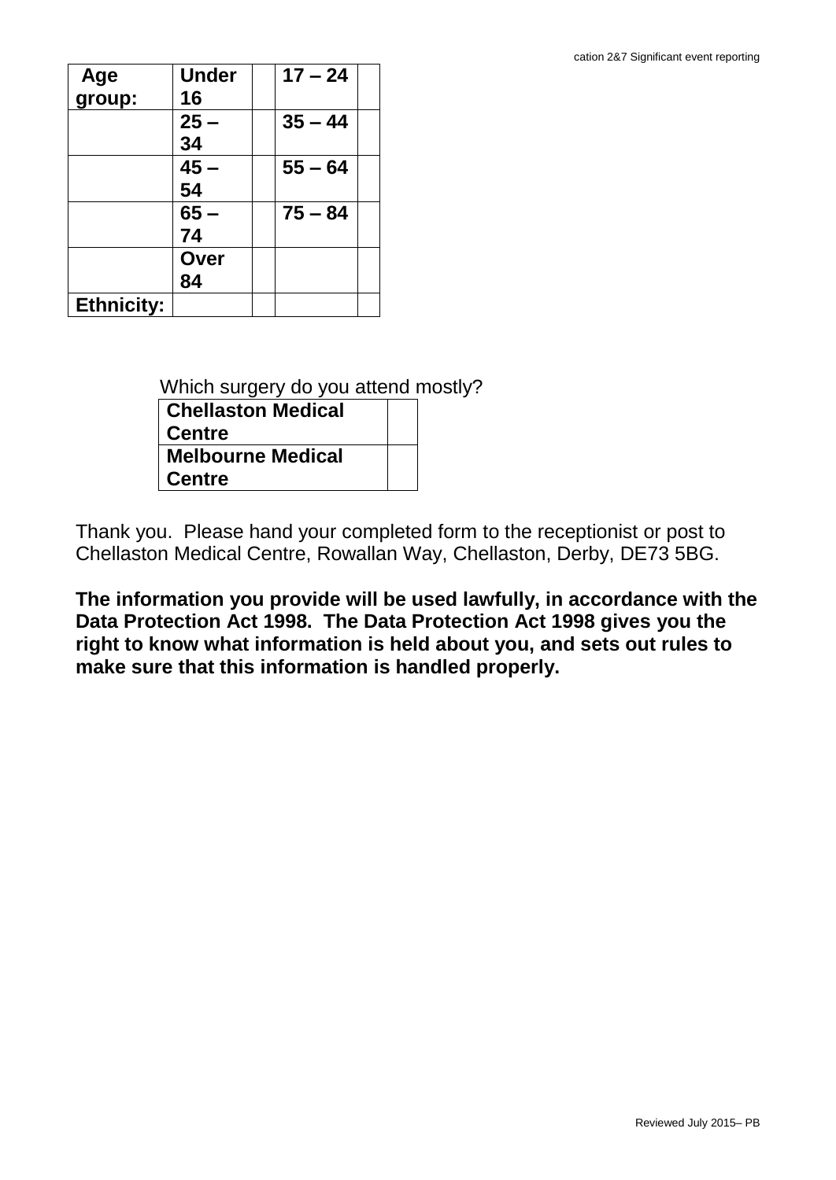| Age group: | Under 16 | | 17 – 24 | |
|---|---|---|---|---|
| | 25 – 34 | | 35 – 44 | |
| | 45 – 54 | | 55 – 64 | |
| | 65 – 74 | | 75 – 84 | |
| | Over 84 | | | |
| Ethnicity: | | | | |

Which surgery do you attend mostly?

| | |
|---|---|
| **Chellaston Medical Centre** | |
| **Melbourne Medical Centre** | |

Thank you. Please hand your completed form to the receptionist or post to Chellaston Medical Centre, Rowallan Way, Chellaston, Derby, DE73 5BG.

**The information you provide will be used lawfully, in accordance with the Data Protection Act 1998. The Data Protection Act 1998 gives you the right to know what information is held about you, and sets out rules to make sure that this information is handled properly.**